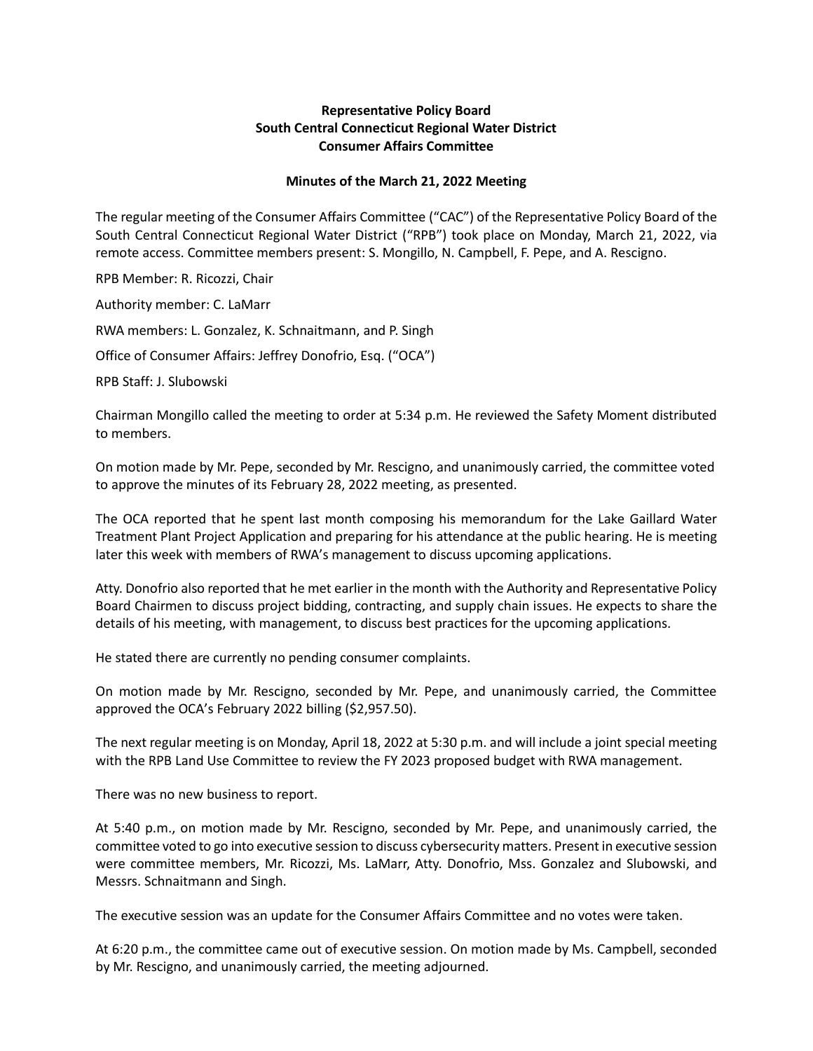**Representative Policy Board**
**South Central Connecticut Regional Water District**
**Consumer Affairs Committee**

**Minutes of the March 21, 2022 Meeting**

The regular meeting of the Consumer Affairs Committee ("CAC") of the Representative Policy Board of the South Central Connecticut Regional Water District ("RPB") took place on Monday, March 21, 2022, via remote access. Committee members present: S. Mongillo, N. Campbell, F. Pepe, and A. Rescigno.

RPB Member: R. Ricozzi, Chair

Authority member: C. LaMarr

RWA members: L. Gonzalez, K. Schnaitmann, and P. Singh

Office of Consumer Affairs: Jeffrey Donofrio, Esq. ("OCA")

RPB Staff: J. Slubowski

Chairman Mongillo called the meeting to order at 5:34 p.m. He reviewed the Safety Moment distributed to members.

On motion made by Mr. Pepe, seconded by Mr. Rescigno, and unanimously carried, the committee voted to approve the minutes of its February 28, 2022 meeting, as presented.

The OCA reported that he spent last month composing his memorandum for the Lake Gaillard Water Treatment Plant Project Application and preparing for his attendance at the public hearing. He is meeting later this week with members of RWA's management to discuss upcoming applications.

Atty. Donofrio also reported that he met earlier in the month with the Authority and Representative Policy Board Chairmen to discuss project bidding, contracting, and supply chain issues. He expects to share the details of his meeting, with management, to discuss best practices for the upcoming applications.

He stated there are currently no pending consumer complaints.

On motion made by Mr. Rescigno, seconded by Mr. Pepe, and unanimously carried, the Committee approved the OCA's February 2022 billing ($2,957.50).

The next regular meeting is on Monday, April 18, 2022 at 5:30 p.m. and will include a joint special meeting with the RPB Land Use Committee to review the FY 2023 proposed budget with RWA management.

There was no new business to report.

At 5:40 p.m., on motion made by Mr. Rescigno, seconded by Mr. Pepe, and unanimously carried, the committee voted to go into executive session to discuss cybersecurity matters. Present in executive session were committee members, Mr. Ricozzi, Ms. LaMarr, Atty. Donofrio, Mss. Gonzalez and Slubowski, and Messrs. Schnaitmann and Singh.

The executive session was an update for the Consumer Affairs Committee and no votes were taken.

At 6:20 p.m., the committee came out of executive session. On motion made by Ms. Campbell, seconded by Mr. Rescigno, and unanimously carried, the meeting adjourned.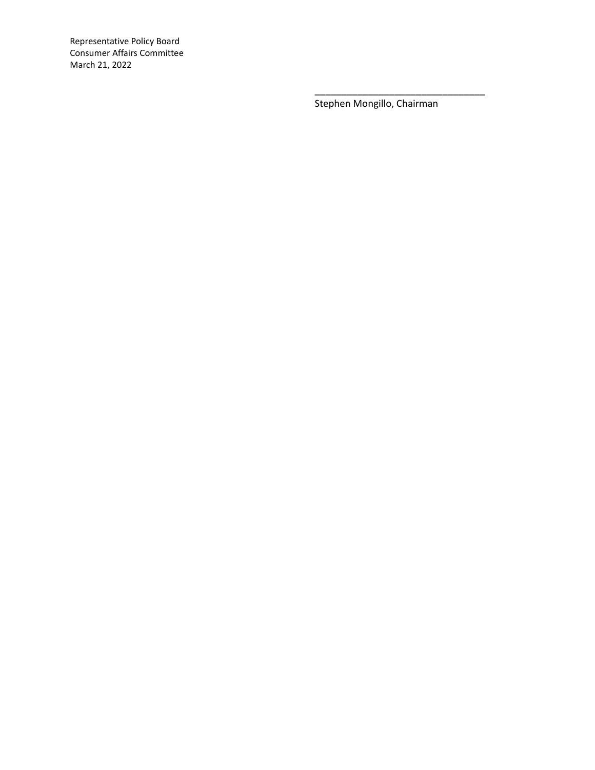\_\_\_\_\_\_\_\_\_\_\_\_\_\_\_\_\_\_\_\_\_\_\_\_\_\_\_\_\_\_\_\_\_\_

Stephen Mongillo, Chairman